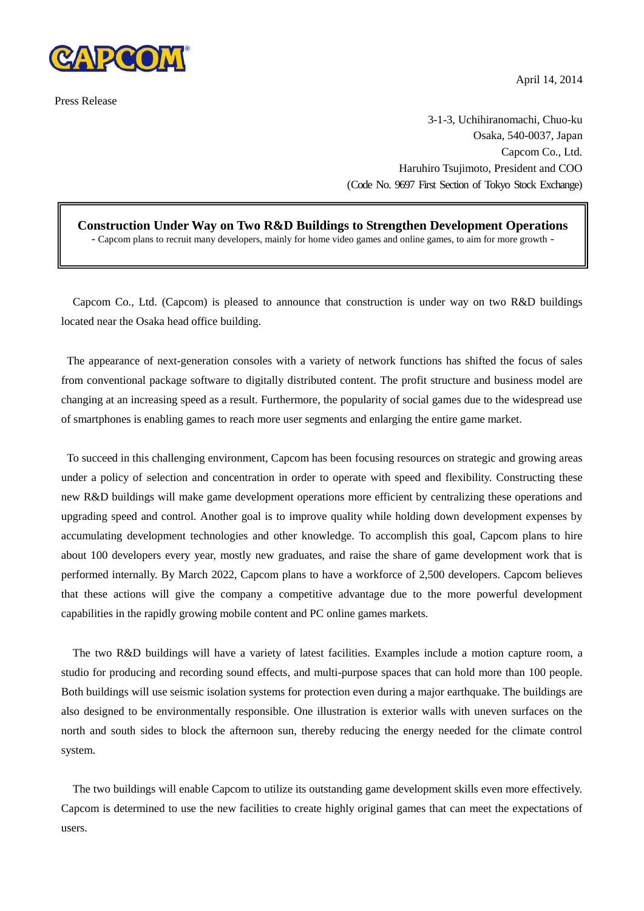CAPCOM

April 14, 2014

Press Release

3-1-3, Uchihiranomachi, Chuo-ku
Osaka, 540-0037, Japan
Capcom Co., Ltd.
Haruhiro Tsujimoto, President and COO
(Code No. 9697 First Section of Tokyo Stock Exchange)

# Construction Under Way on Two R&D Buildings to Strengthen Development Operations

- Capcom plans to recruit many developers, mainly for home video games and online games, to aim for more growth -

Capcom Co., Ltd. (Capcom) is pleased to announce that construction is under way on two R&D buildings located near the Osaka head office building.

The appearance of next-generation consoles with a variety of network functions has shifted the focus of sales from conventional package software to digitally distributed content. The profit structure and business model are changing at an increasing speed as a result. Furthermore, the popularity of social games due to the widespread use of smartphones is enabling games to reach more user segments and enlarging the entire game market.

To succeed in this challenging environment, Capcom has been focusing resources on strategic and growing areas under a policy of selection and concentration in order to operate with speed and flexibility. Constructing these new R&D buildings will make game development operations more efficient by centralizing these operations and upgrading speed and control. Another goal is to improve quality while holding down development expenses by accumulating development technologies and other knowledge. To accomplish this goal, Capcom plans to hire about 100 developers every year, mostly new graduates, and raise the share of game development work that is performed internally. By March 2022, Capcom plans to have a workforce of 2,500 developers. Capcom believes that these actions will give the company a competitive advantage due to the more powerful development capabilities in the rapidly growing mobile content and PC online games markets.

The two R&D buildings will have a variety of latest facilities. Examples include a motion capture room, a studio for producing and recording sound effects, and multi-purpose spaces that can hold more than 100 people. Both buildings will use seismic isolation systems for protection even during a major earthquake. The buildings are also designed to be environmentally responsible. One illustration is exterior walls with uneven surfaces on the north and south sides to block the afternoon sun, thereby reducing the energy needed for the climate control system.

The two buildings will enable Capcom to utilize its outstanding game development skills even more effectively. Capcom is determined to use the new facilities to create highly original games that can meet the expectations of users.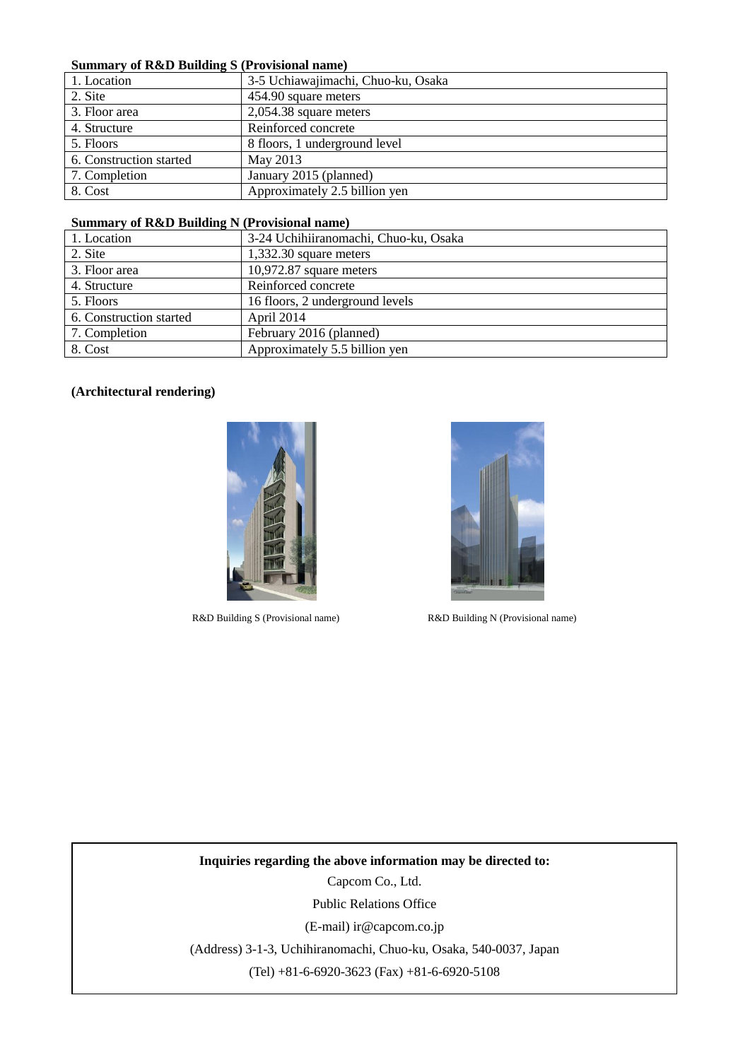**Summary of R&D Building S (Provisional name)**

| | |
|---|---|
| 1. Location | 3-5 Uchiawajimachi, Chuo-ku, Osaka |
| 2. Site | 454.90 square meters |
| 3. Floor area | 2,054.38 square meters |
| 4. Structure | Reinforced concrete |
| 5. Floors | 8 floors, 1 underground level |
| 6. Construction started | May 2013 |
| 7. Completion | January 2015 (planned) |
| 8. Cost | Approximately 2.5 billion yen |

**Summary of R&D Building N (Provisional name)**

| | |
|---|---|
| 1. Location | 3-24 Uchihiiranomachi, Chuo-ku, Osaka |
| 2. Site | 1,332.30 square meters |
| 3. Floor area | 10,972.87 square meters |
| 4. Structure | Reinforced concrete |
| 5. Floors | 16 floors, 2 underground levels |
| 6. Construction started | April 2014 |
| 7. Completion | February 2016 (planned) |
| 8. Cost | Approximately 5.5 billion yen |

**(Architectural rendering)**

R&D Building S (Provisional name)

R&D Building N (Provisional name)

**Inquiries regarding the above information may be directed to:**

Capcom Co., Ltd.

Public Relations Office

(E-mail) ir@capcom.co.jp

(Address) 3-1-3, Uchihiranomachi, Chuo-ku, Osaka, 540-0037, Japan

(Tel) +81-6-6920-3623 (Fax) +81-6-6920-5108